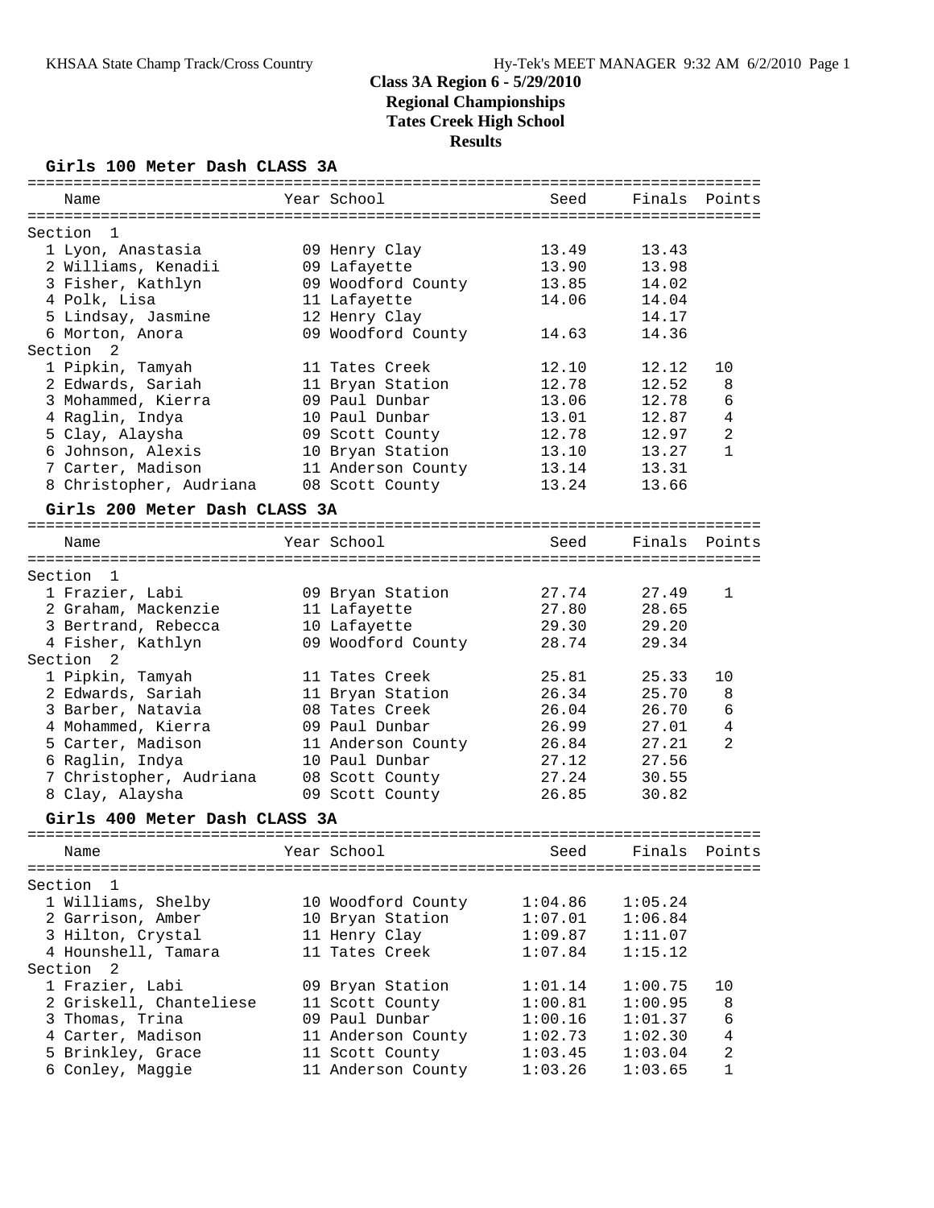# Class 3A Region 6 - 5/29/2010
## Regional Championships
## Tates Creek High School
## Results

### Girls 100 Meter Dash CLASS 3A

| | Name | Year | School | Seed | Finals | Points |
|---|---|---|---|---|---|---|
| **Section 1** | | | | | | |
| 1 | Lyon, Anastasia | 09 | Henry Clay | 13.49 | 13.43 | |
| 2 | Williams, Kenadii | 09 | Lafayette | 13.90 | 13.98 | |
| 3 | Fisher, Kathlyn | 09 | Woodford County | 13.85 | 14.02 | |
| 4 | Polk, Lisa | 11 | Lafayette | 14.06 | 14.04 | |
| 5 | Lindsay, Jasmine | 12 | Henry Clay | | 14.17 | |
| 6 | Morton, Anora | 09 | Woodford County | 14.63 | 14.36 | |
| **Section 2** | | | | | | |
| 1 | Pipkin, Tamyah | 11 | Tates Creek | 12.10 | 12.12 | 10 |
| 2 | Edwards, Sariah | 11 | Bryan Station | 12.78 | 12.52 | 8 |
| 3 | Mohammed, Kierra | 09 | Paul Dunbar | 13.06 | 12.78 | 6 |
| 4 | Raglin, Indya | 10 | Paul Dunbar | 13.01 | 12.87 | 4 |
| 5 | Clay, Alaysha | 09 | Scott County | 12.78 | 12.97 | 2 |
| 6 | Johnson, Alexis | 10 | Bryan Station | 13.10 | 13.27 | 1 |
| 7 | Carter, Madison | 11 | Anderson County | 13.14 | 13.31 | |
| 8 | Christopher, Audriana | 08 | Scott County | 13.24 | 13.66 | |

### Girls 200 Meter Dash CLASS 3A

| | Name | Year | School | Seed | Finals | Points |
|---|---|---|---|---|---|---|
| **Section 1** | | | | | | |
| 1 | Frazier, Labi | 09 | Bryan Station | 27.74 | 27.49 | 1 |
| 2 | Graham, Mackenzie | 11 | Lafayette | 27.80 | 28.65 | |
| 3 | Bertrand, Rebecca | 10 | Lafayette | 29.30 | 29.20 | |
| 4 | Fisher, Kathlyn | 09 | Woodford County | 28.74 | 29.34 | |
| **Section 2** | | | | | | |
| 1 | Pipkin, Tamyah | 11 | Tates Creek | 25.81 | 25.33 | 10 |
| 2 | Edwards, Sariah | 11 | Bryan Station | 26.34 | 25.70 | 8 |
| 3 | Barber, Natavia | 08 | Tates Creek | 26.04 | 26.70 | 6 |
| 4 | Mohammed, Kierra | 09 | Paul Dunbar | 26.99 | 27.01 | 4 |
| 5 | Carter, Madison | 11 | Anderson County | 26.84 | 27.21 | 2 |
| 6 | Raglin, Indya | 10 | Paul Dunbar | 27.12 | 27.56 | |
| 7 | Christopher, Audriana | 08 | Scott County | 27.24 | 30.55 | |
| 8 | Clay, Alaysha | 09 | Scott County | 26.85 | 30.82 | |

### Girls 400 Meter Dash CLASS 3A

| | Name | Year | School | Seed | Finals | Points |
|---|---|---|---|---|---|---|
| **Section 1** | | | | | | |
| 1 | Williams, Shelby | 10 | Woodford County | 1:04.86 | 1:05.24 | |
| 2 | Garrison, Amber | 10 | Bryan Station | 1:07.01 | 1:06.84 | |
| 3 | Hilton, Crystal | 11 | Henry Clay | 1:09.87 | 1:11.07 | |
| 4 | Hounshell, Tamara | 11 | Tates Creek | 1:07.84 | 1:15.12 | |
| **Section 2** | | | | | | |
| 1 | Frazier, Labi | 09 | Bryan Station | 1:01.14 | 1:00.75 | 10 |
| 2 | Griskell, Chanteliese | 11 | Scott County | 1:00.81 | 1:00.95 | 8 |
| 3 | Thomas, Trina | 09 | Paul Dunbar | 1:00.16 | 1:01.37 | 6 |
| 4 | Carter, Madison | 11 | Anderson County | 1:02.73 | 1:02.30 | 4 |
| 5 | Brinkley, Grace | 11 | Scott County | 1:03.45 | 1:03.04 | 2 |
| 6 | Conley, Maggie | 11 | Anderson County | 1:03.26 | 1:03.65 | 1 |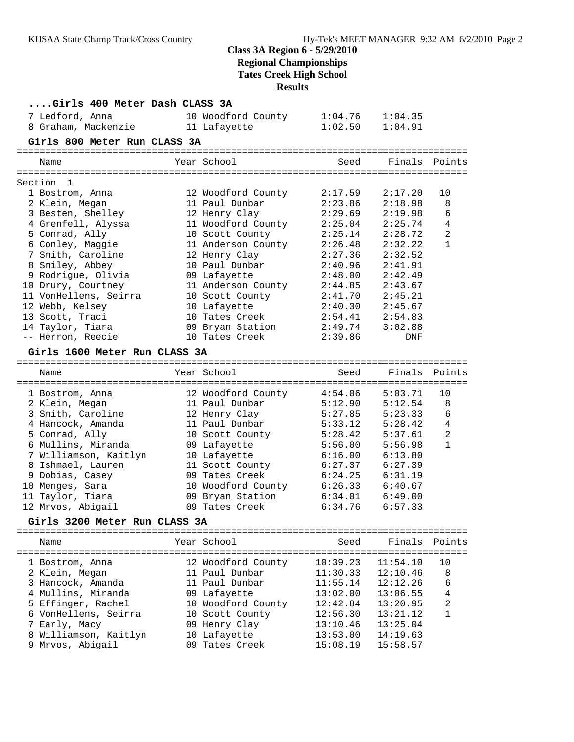## Class 3A Region 6 - 5/29/2010
## Regional Championships
## Tates Creek High School
## Results

### ....Girls 400 Meter Dash CLASS 3A

| Name | Year | School | Seed | Finals |
|---|---|---|---|---|
| 7 Ledford, Anna | 10 | Woodford County | 1:04.76 | 1:04.35 |
| 8 Graham, Mackenzie | 11 | Lafayette | 1:02.50 | 1:04.91 |

### Girls 800 Meter Run CLASS 3A

Section 1

| Name | Year | School | Seed | Finals | Points |
|---|---|---|---|---|---|
| 1 Bostrom, Anna | 12 | Woodford County | 2:17.59 | 2:17.20 | 10 |
| 2 Klein, Megan | 11 | Paul Dunbar | 2:23.86 | 2:18.98 | 8 |
| 3 Besten, Shelley | 12 | Henry Clay | 2:29.69 | 2:19.98 | 6 |
| 4 Grenfell, Alyssa | 11 | Woodford County | 2:25.04 | 2:25.74 | 4 |
| 5 Conrad, Ally | 10 | Scott County | 2:25.14 | 2:28.72 | 2 |
| 6 Conley, Maggie | 11 | Anderson County | 2:26.48 | 2:32.22 | 1 |
| 7 Smith, Caroline | 12 | Henry Clay | 2:27.36 | 2:32.52 | |
| 8 Smiley, Abbey | 10 | Paul Dunbar | 2:40.96 | 2:41.91 | |
| 9 Rodrigue, Olivia | 09 | Lafayette | 2:48.00 | 2:42.49 | |
| 10 Drury, Courtney | 11 | Anderson County | 2:44.85 | 2:43.67 | |
| 11 VonHellens, Seirra | 10 | Scott County | 2:41.70 | 2:45.21 | |
| 12 Webb, Kelsey | 10 | Lafayette | 2:40.30 | 2:45.67 | |
| 13 Scott, Traci | 10 | Tates Creek | 2:54.41 | 2:54.83 | |
| 14 Taylor, Tiara | 09 | Bryan Station | 2:49.74 | 3:02.88 | |
| -- Herron, Reecie | 10 | Tates Creek | 2:39.86 | DNF | |

### Girls 1600 Meter Run CLASS 3A

| Name | Year | School | Seed | Finals | Points |
|---|---|---|---|---|---|
| 1 Bostrom, Anna | 12 | Woodford County | 4:54.06 | 5:03.71 | 10 |
| 2 Klein, Megan | 11 | Paul Dunbar | 5:12.90 | 5:12.54 | 8 |
| 3 Smith, Caroline | 12 | Henry Clay | 5:27.85 | 5:23.33 | 6 |
| 4 Hancock, Amanda | 11 | Paul Dunbar | 5:33.12 | 5:28.42 | 4 |
| 5 Conrad, Ally | 10 | Scott County | 5:28.42 | 5:37.61 | 2 |
| 6 Mullins, Miranda | 09 | Lafayette | 5:56.00 | 5:56.98 | 1 |
| 7 Williamson, Kaitlyn | 10 | Lafayette | 6:16.00 | 6:13.80 | |
| 8 Ishmael, Lauren | 11 | Scott County | 6:27.37 | 6:27.39 | |
| 9 Dobias, Casey | 09 | Tates Creek | 6:24.25 | 6:31.19 | |
| 10 Menges, Sara | 10 | Woodford County | 6:26.33 | 6:40.67 | |
| 11 Taylor, Tiara | 09 | Bryan Station | 6:34.01 | 6:49.00 | |
| 12 Mrvos, Abigail | 09 | Tates Creek | 6:34.76 | 6:57.33 | |

### Girls 3200 Meter Run CLASS 3A

| Name | Year | School | Seed | Finals | Points |
|---|---|---|---|---|---|
| 1 Bostrom, Anna | 12 | Woodford County | 10:39.23 | 11:54.10 | 10 |
| 2 Klein, Megan | 11 | Paul Dunbar | 11:30.33 | 12:10.46 | 8 |
| 3 Hancock, Amanda | 11 | Paul Dunbar | 11:55.14 | 12:12.26 | 6 |
| 4 Mullins, Miranda | 09 | Lafayette | 13:02.00 | 13:06.55 | 4 |
| 5 Effinger, Rachel | 10 | Woodford County | 12:42.84 | 13:20.95 | 2 |
| 6 VonHellens, Seirra | 10 | Scott County | 12:56.30 | 13:21.12 | 1 |
| 7 Early, Macy | 09 | Henry Clay | 13:10.46 | 13:25.04 | |
| 8 Williamson, Kaitlyn | 10 | Lafayette | 13:53.00 | 14:19.63 | |
| 9 Mrvos, Abigail | 09 | Tates Creek | 15:08.19 | 15:58.57 | |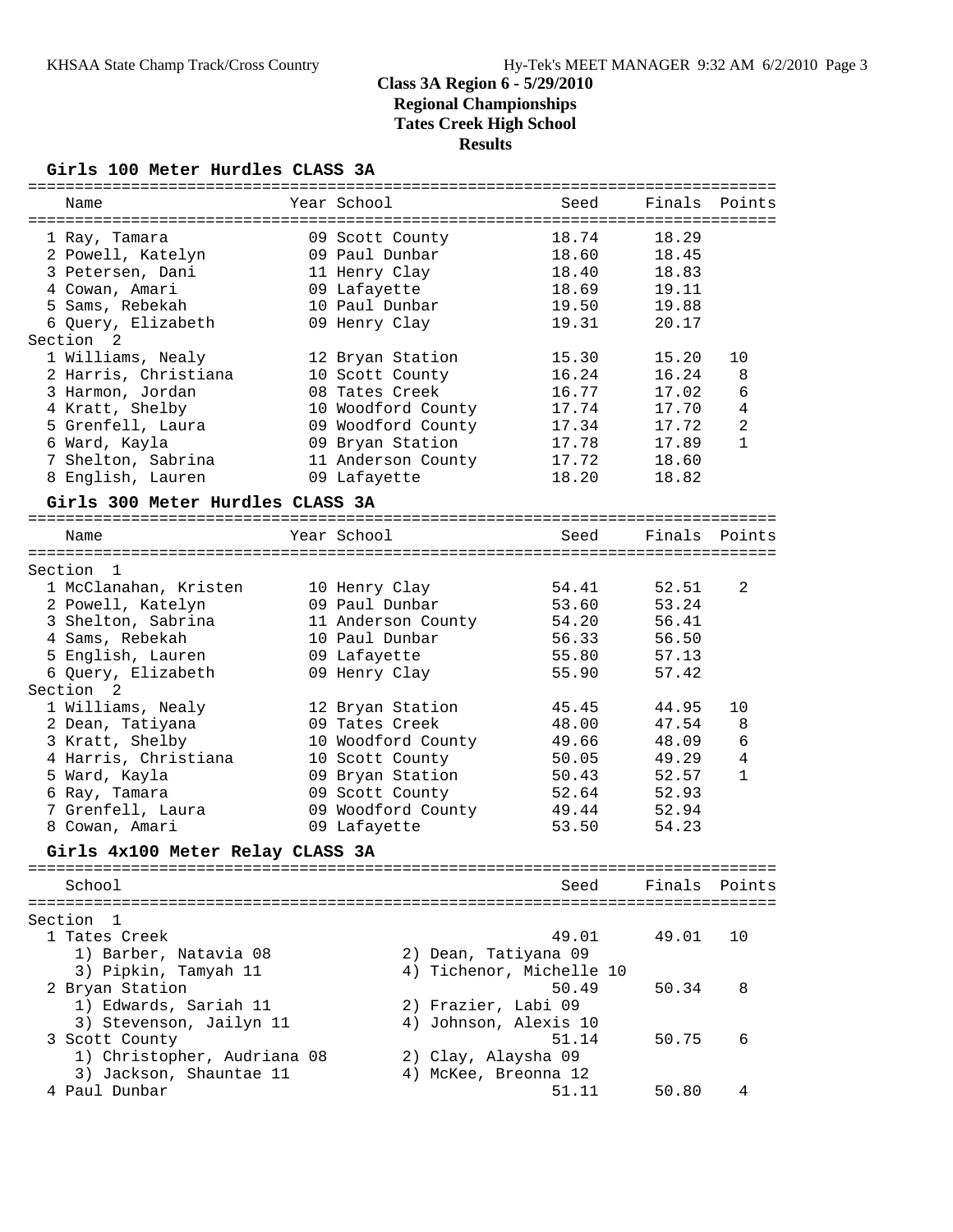# Class 3A Region 6 - 5/29/2010
## Regional Championships
## Tates Creek High School
## Results

### Girls 100 Meter Hurdles CLASS 3A

| Name | Year | School | Seed | Finals | Points |
|---|---|---|---|---|---|
| 1 Ray, Tamara | 09 | Scott County | 18.74 | 18.29 | |
| 2 Powell, Katelyn | 09 | Paul Dunbar | 18.60 | 18.45 | |
| 3 Petersen, Dani | 11 | Henry Clay | 18.40 | 18.83 | |
| 4 Cowan, Amari | 09 | Lafayette | 18.69 | 19.11 | |
| 5 Sams, Rebekah | 10 | Paul Dunbar | 19.50 | 19.88 | |
| 6 Query, Elizabeth | 09 | Henry Clay | 19.31 | 20.17 | |
| **Section 2** | | | | | |
| 1 Williams, Nealy | 12 | Bryan Station | 15.30 | 15.20 | 10 |
| 2 Harris, Christiana | 10 | Scott County | 16.24 | 16.24 | 8 |
| 3 Harmon, Jordan | 08 | Tates Creek | 16.77 | 17.02 | 6 |
| 4 Kratt, Shelby | 10 | Woodford County | 17.74 | 17.70 | 4 |
| 5 Grenfell, Laura | 09 | Woodford County | 17.34 | 17.72 | 2 |
| 6 Ward, Kayla | 09 | Bryan Station | 17.78 | 17.89 | 1 |
| 7 Shelton, Sabrina | 11 | Anderson County | 17.72 | 18.60 | |
| 8 English, Lauren | 09 | Lafayette | 18.20 | 18.82 | |

### Girls 300 Meter Hurdles CLASS 3A

| Name | Year | School | Seed | Finals | Points |
|---|---|---|---|---|---|
| **Section 1** | | | | | |
| 1 McClanahan, Kristen | 10 | Henry Clay | 54.41 | 52.51 | 2 |
| 2 Powell, Katelyn | 09 | Paul Dunbar | 53.60 | 53.24 | |
| 3 Shelton, Sabrina | 11 | Anderson County | 54.20 | 56.41 | |
| 4 Sams, Rebekah | 10 | Paul Dunbar | 56.33 | 56.50 | |
| 5 English, Lauren | 09 | Lafayette | 55.80 | 57.13 | |
| 6 Query, Elizabeth | 09 | Henry Clay | 55.90 | 57.42 | |
| **Section 2** | | | | | |
| 1 Williams, Nealy | 12 | Bryan Station | 45.45 | 44.95 | 10 |
| 2 Dean, Tatiyana | 09 | Tates Creek | 48.00 | 47.54 | 8 |
| 3 Kratt, Shelby | 10 | Woodford County | 49.66 | 48.09 | 6 |
| 4 Harris, Christiana | 10 | Scott County | 50.05 | 49.29 | 4 |
| 5 Ward, Kayla | 09 | Bryan Station | 50.43 | 52.57 | 1 |
| 6 Ray, Tamara | 09 | Scott County | 52.64 | 52.93 | |
| 7 Grenfell, Laura | 09 | Woodford County | 49.44 | 52.94 | |
| 8 Cowan, Amari | 09 | Lafayette | 53.50 | 54.23 | |

### Girls 4x100 Meter Relay CLASS 3A

| School | Seed | Finals | Points |
|---|---|---|---|
| **Section 1** | | | |
| 1 Tates Creek | 49.01 | 49.01 | 10 |
| 1) Barber, Natavia 08; 2) Dean, Tatiyana 09; 3) Pipkin, Tamyah 11; 4) Tichenor, Michelle 10 | | | |
| 2 Bryan Station | 50.49 | 50.34 | 8 |
| 1) Edwards, Sariah 11; 2) Frazier, Labi 09; 3) Stevenson, Jailyn 11; 4) Johnson, Alexis 10 | | | |
| 3 Scott County | 51.14 | 50.75 | 6 |
| 1) Christopher, Audriana 08; 2) Clay, Alaysha 09; 3) Jackson, Shauntae 11; 4) McKee, Breonna 12 | | | |
| 4 Paul Dunbar | 51.11 | 50.80 | 4 |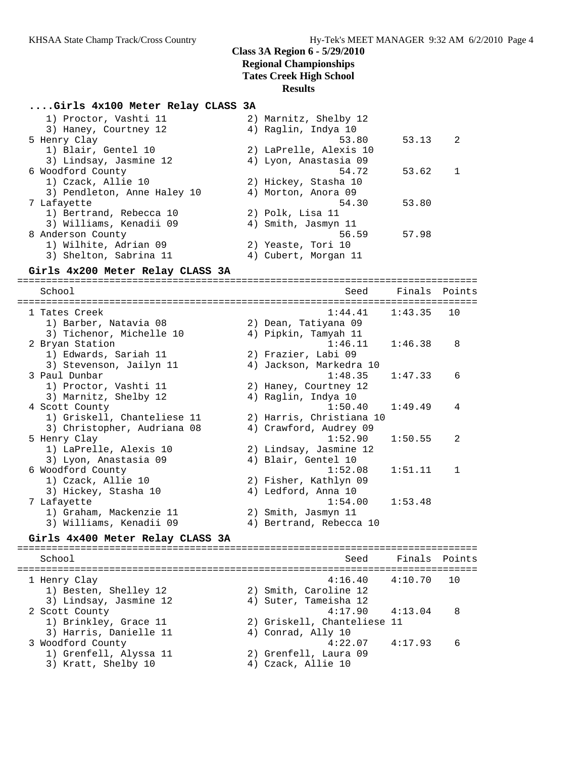**Class 3A Region 6 - 5/29/2010**
**Regional Championships**
**Tates Creek High School**
**Results**

### ....Girls 4x100 Meter Relay CLASS 3A

| School | Seed | Finals | Points |
|---|---|---|---|
| 1) Proctor, Vashti 11 · 2) Marnitz, Shelby 12 · 3) Haney, Courtney 12 · 4) Raglin, Indya 10 | | | |
| 5 Henry Clay | 53.80 | 53.13 | 2 |
| 1) Blair, Gentel 10 · 2) LaPrelle, Alexis 10 · 3) Lindsay, Jasmine 12 · 4) Lyon, Anastasia 09 | | | |
| 6 Woodford County | 54.72 | 53.62 | 1 |
| 1) Czack, Allie 10 · 2) Hickey, Stasha 10 · 3) Pendleton, Anne Haley 10 · 4) Morton, Anora 09 | | | |
| 7 Lafayette | 54.30 | 53.80 | |
| 1) Bertrand, Rebecca 10 · 2) Polk, Lisa 11 · 3) Williams, Kenadii 09 · 4) Smith, Jasmyn 11 | | | |
| 8 Anderson County | 56.59 | 57.98 | |
| 1) Wilhite, Adrian 09 · 2) Yeaste, Tori 10 · 3) Shelton, Sabrina 11 · 4) Cubert, Morgan 11 | | | |

### Girls 4x200 Meter Relay CLASS 3A

| School | Seed | Finals | Points |
|---|---|---|---|
| 1 Tates Creek | 1:44.41 | 1:43.35 | 10 |
| 1) Barber, Natavia 08 · 2) Dean, Tatiyana 09 · 3) Tichenor, Michelle 10 · 4) Pipkin, Tamyah 11 | | | |
| 2 Bryan Station | 1:46.11 | 1:46.38 | 8 |
| 1) Edwards, Sariah 11 · 2) Frazier, Labi 09 · 3) Stevenson, Jailyn 11 · 4) Jackson, Markedra 10 | | | |
| 3 Paul Dunbar | 1:48.35 | 1:47.33 | 6 |
| 1) Proctor, Vashti 11 · 2) Haney, Courtney 12 · 3) Marnitz, Shelby 12 · 4) Raglin, Indya 10 | | | |
| 4 Scott County | 1:50.40 | 1:49.49 | 4 |
| 1) Griskell, Chanteliese 11 · 2) Harris, Christiana 10 · 3) Christopher, Audriana 08 · 4) Crawford, Audrey 09 | | | |
| 5 Henry Clay | 1:52.90 | 1:50.55 | 2 |
| 1) LaPrelle, Alexis 10 · 2) Lindsay, Jasmine 12 · 3) Lyon, Anastasia 09 · 4) Blair, Gentel 10 | | | |
| 6 Woodford County | 1:52.08 | 1:51.11 | 1 |
| 1) Czack, Allie 10 · 2) Fisher, Kathlyn 09 · 3) Hickey, Stasha 10 · 4) Ledford, Anna 10 | | | |
| 7 Lafayette | 1:54.00 | 1:53.48 | |
| 1) Graham, Mackenzie 11 · 2) Smith, Jasmyn 11 · 3) Williams, Kenadii 09 · 4) Bertrand, Rebecca 10 | | | |

### Girls 4x400 Meter Relay CLASS 3A

| School | Seed | Finals | Points |
|---|---|---|---|
| 1 Henry Clay | 4:16.40 | 4:10.70 | 10 |
| 1) Besten, Shelley 12 · 2) Smith, Caroline 12 · 3) Lindsay, Jasmine 12 · 4) Suter, Tameisha 12 | | | |
| 2 Scott County | 4:17.90 | 4:13.04 | 8 |
| 1) Brinkley, Grace 11 · 2) Griskell, Chanteliese 11 · 3) Harris, Danielle 11 · 4) Conrad, Ally 10 | | | |
| 3 Woodford County | 4:22.07 | 4:17.93 | 6 |
| 1) Grenfell, Alyssa 11 · 2) Grenfell, Laura 09 · 3) Kratt, Shelby 10 · 4) Czack, Allie 10 | | | |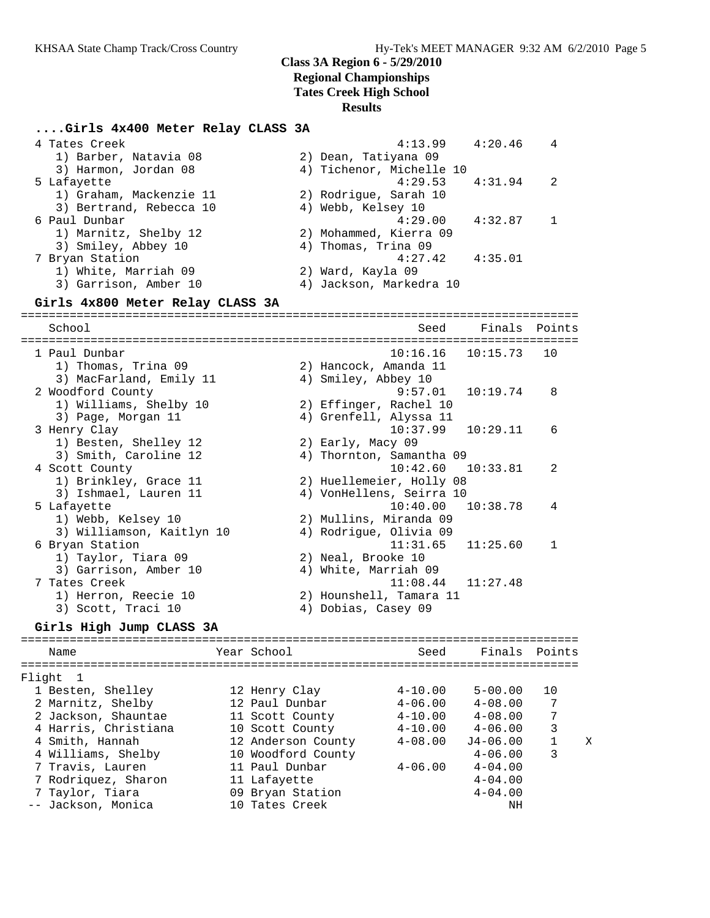## Class 3A Region 6 - 5/29/2010
## Regional Championships
## Tates Creek High School
## Results

### ....Girls 4x400 Meter Relay CLASS 3A

| Place | School | Seed | Finals | Points |
|---|---|---|---|---|
| 4 | Tates Creek | 4:13.99 | 4:20.46 | 4 |
| | 1) Barber, Natavia 08; 2) Dean, Tatiyana 09; 3) Harmon, Jordan 08; 4) Tichenor, Michelle 10 | | | |
| 5 | Lafayette | 4:29.53 | 4:31.94 | 2 |
| | 1) Graham, Mackenzie 11; 2) Rodrigue, Sarah 10; 3) Bertrand, Rebecca 10; 4) Webb, Kelsey 10 | | | |
| 6 | Paul Dunbar | 4:29.00 | 4:32.87 | 1 |
| | 1) Marnitz, Shelby 12; 2) Mohammed, Kierra 09; 3) Smiley, Abbey 10; 4) Thomas, Trina 09 | | | |
| 7 | Bryan Station | 4:27.42 | 4:35.01 | |
| | 1) White, Marriah 09; 2) Ward, Kayla 09; 3) Garrison, Amber 10; 4) Jackson, Markedra 10 | | | |

### Girls 4x800 Meter Relay CLASS 3A

| Place | School | Seed | Finals | Points |
|---|---|---|---|---|
| 1 | Paul Dunbar | 10:16.16 | 10:15.73 | 10 |
| | 1) Thomas, Trina 09; 2) Hancock, Amanda 11; 3) MacFarland, Emily 11; 4) Smiley, Abbey 10 | | | |
| 2 | Woodford County | 9:57.01 | 10:19.74 | 8 |
| | 1) Williams, Shelby 10; 2) Effinger, Rachel 10; 3) Page, Morgan 11; 4) Grenfell, Alyssa 11 | | | |
| 3 | Henry Clay | 10:37.99 | 10:29.11 | 6 |
| | 1) Besten, Shelley 12; 2) Early, Macy 09; 3) Smith, Caroline 12; 4) Thornton, Samantha 09 | | | |
| 4 | Scott County | 10:42.60 | 10:33.81 | 2 |
| | 1) Brinkley, Grace 11; 2) Huellemeier, Holly 08; 3) Ishmael, Lauren 11; 4) VonHellens, Seirra 10 | | | |
| 5 | Lafayette | 10:40.00 | 10:38.78 | 4 |
| | 1) Webb, Kelsey 10; 2) Mullins, Miranda 09; 3) Williamson, Kaitlyn 10; 4) Rodrigue, Olivia 09 | | | |
| 6 | Bryan Station | 11:31.65 | 11:25.60 | 1 |
| | 1) Taylor, Tiara 09; 2) Neal, Brooke 10; 3) Garrison, Amber 10; 4) White, Marriah 09 | | | |
| 7 | Tates Creek | 11:08.44 | 11:27.48 | |
| | 1) Herron, Reecie 10; 2) Hounshell, Tamara 11; 3) Scott, Traci 10; 4) Dobias, Casey 09 | | | |

### Girls High Jump CLASS 3A

Flight 1

| Place | Name | Year | School | Seed | Finals | Points | |
|---|---|---|---|---|---|---|---|
| 1 | Besten, Shelley | 12 | Henry Clay | 4-10.00 | 5-00.00 | 10 | |
| 2 | Marnitz, Shelby | 12 | Paul Dunbar | 4-06.00 | 4-08.00 | 7 | |
| 2 | Jackson, Shauntae | 11 | Scott County | 4-10.00 | 4-08.00 | 7 | |
| 4 | Harris, Christiana | 10 | Scott County | 4-10.00 | 4-06.00 | 3 | |
| 4 | Smith, Hannah | 12 | Anderson County | 4-08.00 | J4-06.00 | 1 | X |
| 4 | Williams, Shelby | 10 | Woodford County | | 4-06.00 | 3 | |
| 7 | Travis, Lauren | 11 | Paul Dunbar | 4-06.00 | 4-04.00 | | |
| 7 | Rodriquez, Sharon | 11 | Lafayette | | 4-04.00 | | |
| 7 | Taylor, Tiara | 09 | Bryan Station | | 4-04.00 | | |
| -- | Jackson, Monica | 10 | Tates Creek | | NH | | |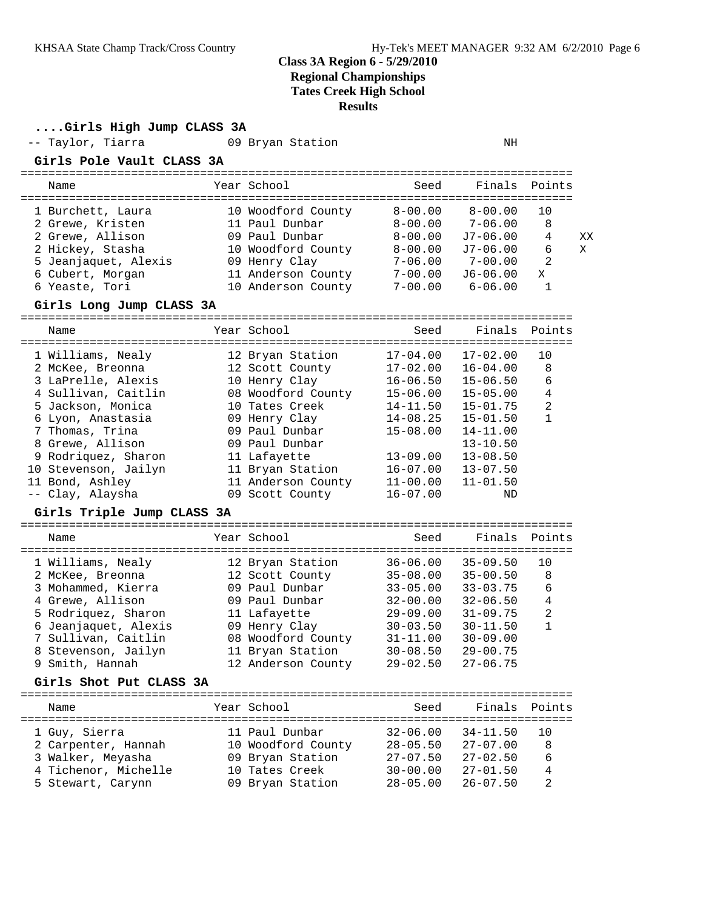## Class 3A Region 6 - 5/29/2010
## Regional Championships
## Tates Creek High School
## Results

### ....Girls High Jump CLASS 3A

| Place | Name | Year | School | Seed | Finals | Points |
|---|---|---|---|---|---|---|
| -- | Taylor, Tiarra | 09 | Bryan Station | | NH | |

### Girls Pole Vault CLASS 3A

| Place | Name | Year | School | Seed | Finals | Points | |
|---|---|---|---|---|---|---|---|
| 1 | Burchett, Laura | 10 | Woodford County | 8-00.00 | 8-00.00 | 10 | |
| 2 | Grewe, Kristen | 11 | Paul Dunbar | 8-00.00 | 7-06.00 | 8 | |
| 2 | Grewe, Allison | 09 | Paul Dunbar | 8-00.00 | J7-06.00 | 4 | XX |
| 2 | Hickey, Stasha | 10 | Woodford County | 8-00.00 | J7-06.00 | 6 | X |
| 5 | Jeanjaquet, Alexis | 09 | Henry Clay | 7-06.00 | 7-00.00 | 2 | |
| 6 | Cubert, Morgan | 11 | Anderson County | 7-00.00 | J6-06.00 | X | |
| 6 | Yeaste, Tori | 10 | Anderson County | 7-00.00 | 6-06.00 | 1 | |

### Girls Long Jump CLASS 3A

| Place | Name | Year | School | Seed | Finals | Points |
|---|---|---|---|---|---|---|
| 1 | Williams, Nealy | 12 | Bryan Station | 17-04.00 | 17-02.00 | 10 |
| 2 | McKee, Breonna | 12 | Scott County | 17-02.00 | 16-04.00 | 8 |
| 3 | LaPrelle, Alexis | 10 | Henry Clay | 16-06.50 | 15-06.50 | 6 |
| 4 | Sullivan, Caitlin | 08 | Woodford County | 15-06.00 | 15-05.00 | 4 |
| 5 | Jackson, Monica | 10 | Tates Creek | 14-11.50 | 15-01.75 | 2 |
| 6 | Lyon, Anastasia | 09 | Henry Clay | 14-08.25 | 15-01.50 | 1 |
| 7 | Thomas, Trina | 09 | Paul Dunbar | 15-08.00 | 14-11.00 | |
| 8 | Grewe, Allison | 09 | Paul Dunbar | | 13-10.50 | |
| 9 | Rodriquez, Sharon | 11 | Lafayette | 13-09.00 | 13-08.50 | |
| 10 | Stevenson, Jailyn | 11 | Bryan Station | 16-07.00 | 13-07.50 | |
| 11 | Bond, Ashley | 11 | Anderson County | 11-00.00 | 11-01.50 | |
| -- | Clay, Alaysha | 09 | Scott County | 16-07.00 | ND | |

### Girls Triple Jump CLASS 3A

| Place | Name | Year | School | Seed | Finals | Points |
|---|---|---|---|---|---|---|
| 1 | Williams, Nealy | 12 | Bryan Station | 36-06.00 | 35-09.50 | 10 |
| 2 | McKee, Breonna | 12 | Scott County | 35-08.00 | 35-00.50 | 8 |
| 3 | Mohammed, Kierra | 09 | Paul Dunbar | 33-05.00 | 33-03.75 | 6 |
| 4 | Grewe, Allison | 09 | Paul Dunbar | 32-00.00 | 32-06.50 | 4 |
| 5 | Rodriquez, Sharon | 11 | Lafayette | 29-09.00 | 31-09.75 | 2 |
| 6 | Jeanjaquet, Alexis | 09 | Henry Clay | 30-03.50 | 30-11.50 | 1 |
| 7 | Sullivan, Caitlin | 08 | Woodford County | 31-11.00 | 30-09.00 | |
| 8 | Stevenson, Jailyn | 11 | Bryan Station | 30-08.50 | 29-00.75 | |
| 9 | Smith, Hannah | 12 | Anderson County | 29-02.50 | 27-06.75 | |

### Girls Shot Put CLASS 3A

| Place | Name | Year | School | Seed | Finals | Points |
|---|---|---|---|---|---|---|
| 1 | Guy, Sierra | 11 | Paul Dunbar | 32-06.00 | 34-11.50 | 10 |
| 2 | Carpenter, Hannah | 10 | Woodford County | 28-05.50 | 27-07.00 | 8 |
| 3 | Walker, Meyasha | 09 | Bryan Station | 27-07.50 | 27-02.50 | 6 |
| 4 | Tichenor, Michelle | 10 | Tates Creek | 30-00.00 | 27-01.50 | 4 |
| 5 | Stewart, Carynn | 09 | Bryan Station | 28-05.00 | 26-07.50 | 2 |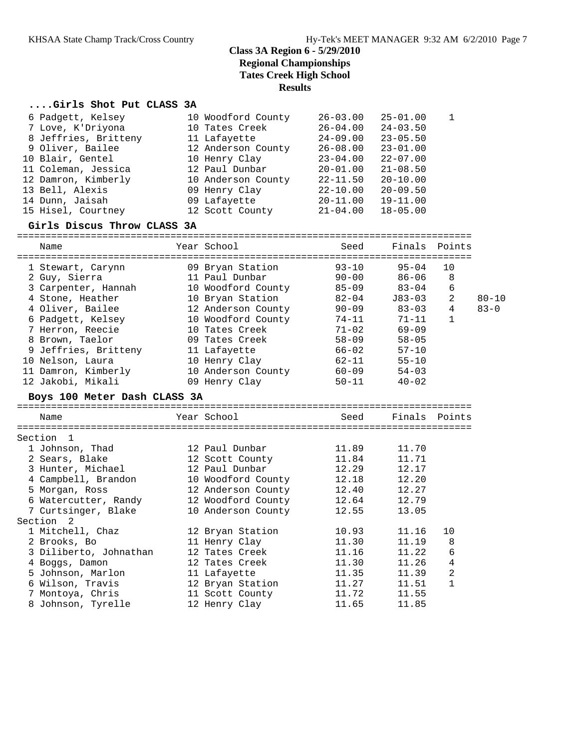## Class 3A Region 6 - 5/29/2010
## Regional Championships
## Tates Creek High School
## Results

### ....Girls Shot Put CLASS 3A

| Place | Name | Year | School | Seed | Finals | Points |
|---|---|---|---|---|---|---|
| 6 | Padgett, Kelsey | 10 | Woodford County | 26-03.00 | 25-01.00 | 1 |
| 7 | Love, K'Driyona | 10 | Tates Creek | 26-04.00 | 24-03.50 | |
| 8 | Jeffries, Britteny | 11 | Lafayette | 24-09.00 | 23-05.50 | |
| 9 | Oliver, Bailee | 12 | Anderson County | 26-08.00 | 23-01.00 | |
| 10 | Blair, Gentel | 10 | Henry Clay | 23-04.00 | 22-07.00 | |
| 11 | Coleman, Jessica | 12 | Paul Dunbar | 20-01.00 | 21-08.50 | |
| 12 | Damron, Kimberly | 10 | Anderson County | 22-11.50 | 20-10.00 | |
| 13 | Bell, Alexis | 09 | Henry Clay | 22-10.00 | 20-09.50 | |
| 14 | Dunn, Jaisah | 09 | Lafayette | 20-11.00 | 19-11.00 | |
| 15 | Hisel, Courtney | 12 | Scott County | 21-04.00 | 18-05.00 | |

### Girls Discus Throw CLASS 3A

| Place | Name | Year | School | Seed | Finals | Points | |
|---|---|---|---|---|---|---|---|
| 1 | Stewart, Carynn | 09 | Bryan Station | 93-10 | 95-04 | 10 | |
| 2 | Guy, Sierra | 11 | Paul Dunbar | 90-00 | 86-06 | 8 | |
| 3 | Carpenter, Hannah | 10 | Woodford County | 85-09 | 83-04 | 6 | |
| 4 | Stone, Heather | 10 | Bryan Station | 82-04 | J83-03 | 2 | 80-10 |
| 4 | Oliver, Bailee | 12 | Anderson County | 90-09 | 83-03 | 4 | 83-0 |
| 6 | Padgett, Kelsey | 10 | Woodford County | 74-11 | 71-11 | 1 | |
| 7 | Herron, Reecie | 10 | Tates Creek | 71-02 | 69-09 | | |
| 8 | Brown, Taelor | 09 | Tates Creek | 58-09 | 58-05 | | |
| 9 | Jeffries, Britteny | 11 | Lafayette | 66-02 | 57-10 | | |
| 10 | Nelson, Laura | 10 | Henry Clay | 62-11 | 55-10 | | |
| 11 | Damron, Kimberly | 10 | Anderson County | 60-09 | 54-03 | | |
| 12 | Jakobi, Mikali | 09 | Henry Clay | 50-11 | 40-02 | | |

### Boys 100 Meter Dash CLASS 3A

| Place | Name | Year | School | Seed | Finals | Points |
|---|---|---|---|---|---|---|
| **Section 1** | | | | | | |
| 1 | Johnson, Thad | 12 | Paul Dunbar | 11.89 | 11.70 | |
| 2 | Sears, Blake | 12 | Scott County | 11.84 | 11.71 | |
| 3 | Hunter, Michael | 12 | Paul Dunbar | 12.29 | 12.17 | |
| 4 | Campbell, Brandon | 10 | Woodford County | 12.18 | 12.20 | |
| 5 | Morgan, Ross | 12 | Anderson County | 12.40 | 12.27 | |
| 6 | Watercutter, Randy | 12 | Woodford County | 12.64 | 12.79 | |
| 7 | Curtsinger, Blake | 10 | Anderson County | 12.55 | 13.05 | |
| **Section 2** | | | | | | |
| 1 | Mitchell, Chaz | 12 | Bryan Station | 10.93 | 11.16 | 10 |
| 2 | Brooks, Bo | 11 | Henry Clay | 11.30 | 11.19 | 8 |
| 3 | Diliberto, Johnathan | 12 | Tates Creek | 11.16 | 11.22 | 6 |
| 4 | Boggs, Damon | 12 | Tates Creek | 11.30 | 11.26 | 4 |
| 5 | Johnson, Marlon | 11 | Lafayette | 11.35 | 11.39 | 2 |
| 6 | Wilson, Travis | 12 | Bryan Station | 11.27 | 11.51 | 1 |
| 7 | Montoya, Chris | 11 | Scott County | 11.72 | 11.55 | |
| 8 | Johnson, Tyrelle | 12 | Henry Clay | 11.65 | 11.85 | |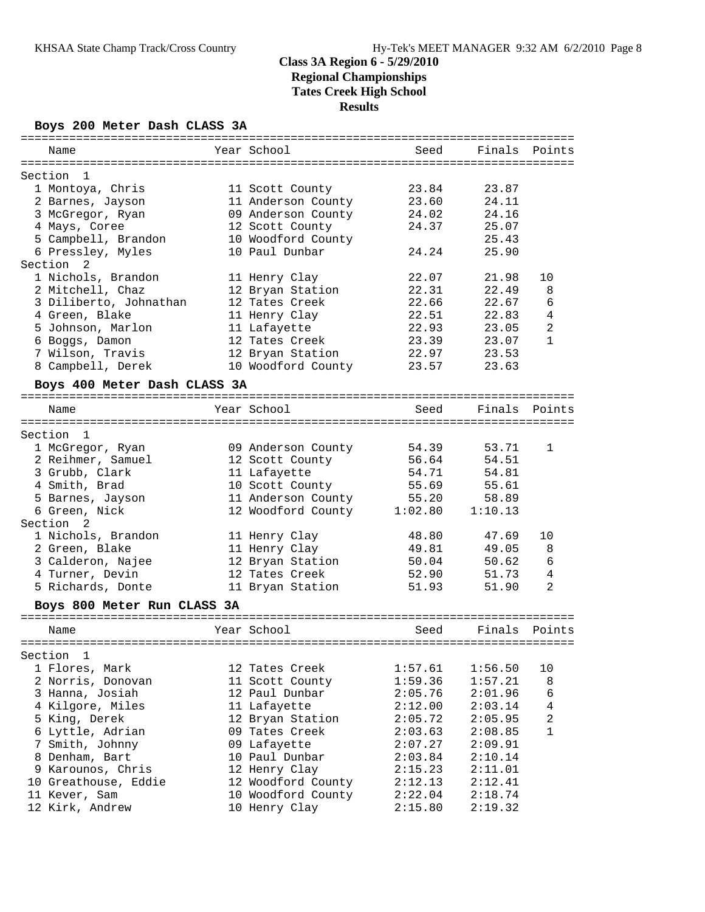# Class 3A Region 6 - 5/29/2010
## Regional Championships
## Tates Creek High School
## Results

### Boys 200 Meter Dash CLASS 3A

| Name | Year | School | Seed | Finals | Points |
|---|---|---|---|---|---|
| **Section 1** | | | | | |
| 1 Montoya, Chris | 11 | Scott County | 23.84 | 23.87 | |
| 2 Barnes, Jayson | 11 | Anderson County | 23.60 | 24.11 | |
| 3 McGregor, Ryan | 09 | Anderson County | 24.02 | 24.16 | |
| 4 Mays, Coree | 12 | Scott County | 24.37 | 25.07 | |
| 5 Campbell, Brandon | 10 | Woodford County | | 25.43 | |
| 6 Pressley, Myles | 10 | Paul Dunbar | 24.24 | 25.90 | |
| **Section 2** | | | | | |
| 1 Nichols, Brandon | 11 | Henry Clay | 22.07 | 21.98 | 10 |
| 2 Mitchell, Chaz | 12 | Bryan Station | 22.31 | 22.49 | 8 |
| 3 Diliberto, Johnathan | 12 | Tates Creek | 22.66 | 22.67 | 6 |
| 4 Green, Blake | 11 | Henry Clay | 22.51 | 22.83 | 4 |
| 5 Johnson, Marlon | 11 | Lafayette | 22.93 | 23.05 | 2 |
| 6 Boggs, Damon | 12 | Tates Creek | 23.39 | 23.07 | 1 |
| 7 Wilson, Travis | 12 | Bryan Station | 22.97 | 23.53 | |
| 8 Campbell, Derek | 10 | Woodford County | 23.57 | 23.63 | |

### Boys 400 Meter Dash CLASS 3A

| Name | Year | School | Seed | Finals | Points |
|---|---|---|---|---|---|
| **Section 1** | | | | | |
| 1 McGregor, Ryan | 09 | Anderson County | 54.39 | 53.71 | 1 |
| 2 Reihmer, Samuel | 12 | Scott County | 56.64 | 54.51 | |
| 3 Grubb, Clark | 11 | Lafayette | 54.71 | 54.81 | |
| 4 Smith, Brad | 10 | Scott County | 55.69 | 55.61 | |
| 5 Barnes, Jayson | 11 | Anderson County | 55.20 | 58.89 | |
| 6 Green, Nick | 12 | Woodford County | 1:02.80 | 1:10.13 | |
| **Section 2** | | | | | |
| 1 Nichols, Brandon | 11 | Henry Clay | 48.80 | 47.69 | 10 |
| 2 Green, Blake | 11 | Henry Clay | 49.81 | 49.05 | 8 |
| 3 Calderon, Najee | 12 | Bryan Station | 50.04 | 50.62 | 6 |
| 4 Turner, Devin | 12 | Tates Creek | 52.90 | 51.73 | 4 |
| 5 Richards, Donte | 11 | Bryan Station | 51.93 | 51.90 | 2 |

### Boys 800 Meter Run CLASS 3A

| Name | Year | School | Seed | Finals | Points |
|---|---|---|---|---|---|
| **Section 1** | | | | | |
| 1 Flores, Mark | 12 | Tates Creek | 1:57.61 | 1:56.50 | 10 |
| 2 Norris, Donovan | 11 | Scott County | 1:59.36 | 1:57.21 | 8 |
| 3 Hanna, Josiah | 12 | Paul Dunbar | 2:05.76 | 2:01.96 | 6 |
| 4 Kilgore, Miles | 11 | Lafayette | 2:12.00 | 2:03.14 | 4 |
| 5 King, Derek | 12 | Bryan Station | 2:05.72 | 2:05.95 | 2 |
| 6 Lyttle, Adrian | 09 | Tates Creek | 2:03.63 | 2:08.85 | 1 |
| 7 Smith, Johnny | 09 | Lafayette | 2:07.27 | 2:09.91 | |
| 8 Denham, Bart | 10 | Paul Dunbar | 2:03.84 | 2:10.14 | |
| 9 Karounos, Chris | 12 | Henry Clay | 2:15.23 | 2:11.01 | |
| 10 Greathouse, Eddie | 12 | Woodford County | 2:12.13 | 2:12.41 | |
| 11 Kever, Sam | 10 | Woodford County | 2:22.04 | 2:18.74 | |
| 12 Kirk, Andrew | 10 | Henry Clay | 2:15.80 | 2:19.32 | |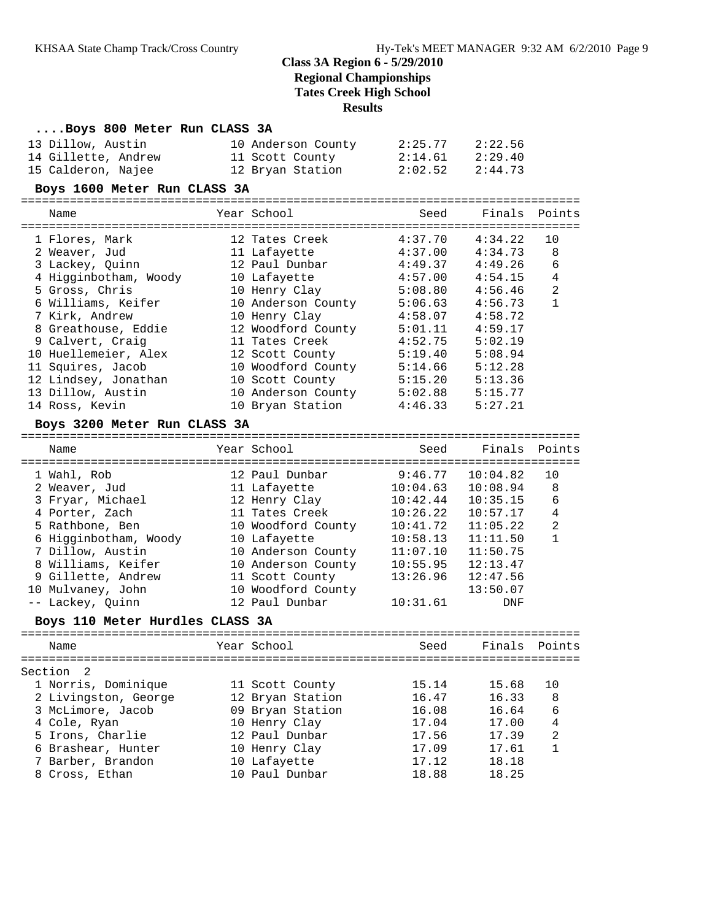# Class 3A Region 6 - 5/29/2010
## Regional Championships
## Tates Creek High School
## Results

### ....Boys 800 Meter Run CLASS 3A

| Place | Name | Year | School | Seed | Finals |
|---|---|---|---|---|---|
| 13 | Dillow, Austin | 10 | Anderson County | 2:25.77 | 2:22.56 |
| 14 | Gillette, Andrew | 11 | Scott County | 2:14.61 | 2:29.40 |
| 15 | Calderon, Najee | 12 | Bryan Station | 2:02.52 | 2:44.73 |

### Boys 1600 Meter Run CLASS 3A

| Place | Name | Year | School | Seed | Finals | Points |
|---|---|---|---|---|---|---|
| 1 | Flores, Mark | 12 | Tates Creek | 4:37.70 | 4:34.22 | 10 |
| 2 | Weaver, Jud | 11 | Lafayette | 4:37.00 | 4:34.73 | 8 |
| 3 | Lackey, Quinn | 12 | Paul Dunbar | 4:49.37 | 4:49.26 | 6 |
| 4 | Higginbotham, Woody | 10 | Lafayette | 4:57.00 | 4:54.15 | 4 |
| 5 | Gross, Chris | 10 | Henry Clay | 5:08.80 | 4:56.46 | 2 |
| 6 | Williams, Keifer | 10 | Anderson County | 5:06.63 | 4:56.73 | 1 |
| 7 | Kirk, Andrew | 10 | Henry Clay | 4:58.07 | 4:58.72 | |
| 8 | Greathouse, Eddie | 12 | Woodford County | 5:01.11 | 4:59.17 | |
| 9 | Calvert, Craig | 11 | Tates Creek | 4:52.75 | 5:02.19 | |
| 10 | Huellemeier, Alex | 12 | Scott County | 5:19.40 | 5:08.94 | |
| 11 | Squires, Jacob | 10 | Woodford County | 5:14.66 | 5:12.28 | |
| 12 | Lindsey, Jonathan | 10 | Scott County | 5:15.20 | 5:13.36 | |
| 13 | Dillow, Austin | 10 | Anderson County | 5:02.88 | 5:15.77 | |
| 14 | Ross, Kevin | 10 | Bryan Station | 4:46.33 | 5:27.21 | |

### Boys 3200 Meter Run CLASS 3A

| Place | Name | Year | School | Seed | Finals | Points |
|---|---|---|---|---|---|---|
| 1 | Wahl, Rob | 12 | Paul Dunbar | 9:46.77 | 10:04.82 | 10 |
| 2 | Weaver, Jud | 11 | Lafayette | 10:04.63 | 10:08.94 | 8 |
| 3 | Fryar, Michael | 12 | Henry Clay | 10:42.44 | 10:35.15 | 6 |
| 4 | Porter, Zach | 11 | Tates Creek | 10:26.22 | 10:57.17 | 4 |
| 5 | Rathbone, Ben | 10 | Woodford County | 10:41.72 | 11:05.22 | 2 |
| 6 | Higginbotham, Woody | 10 | Lafayette | 10:58.13 | 11:11.50 | 1 |
| 7 | Dillow, Austin | 10 | Anderson County | 11:07.10 | 11:50.75 | |
| 8 | Williams, Keifer | 10 | Anderson County | 10:55.95 | 12:13.47 | |
| 9 | Gillette, Andrew | 11 | Scott County | 13:26.96 | 12:47.56 | |
| 10 | Mulvaney, John | 10 | Woodford County | | 13:50.07 | |
| -- | Lackey, Quinn | 12 | Paul Dunbar | 10:31.61 | DNF | |

### Boys 110 Meter Hurdles CLASS 3A

Section 2

| Place | Name | Year | School | Seed | Finals | Points |
|---|---|---|---|---|---|---|
| 1 | Norris, Dominique | 11 | Scott County | 15.14 | 15.68 | 10 |
| 2 | Livingston, George | 12 | Bryan Station | 16.47 | 16.33 | 8 |
| 3 | McLimore, Jacob | 09 | Bryan Station | 16.08 | 16.64 | 6 |
| 4 | Cole, Ryan | 10 | Henry Clay | 17.04 | 17.00 | 4 |
| 5 | Irons, Charlie | 12 | Paul Dunbar | 17.56 | 17.39 | 2 |
| 6 | Brashear, Hunter | 10 | Henry Clay | 17.09 | 17.61 | 1 |
| 7 | Barber, Brandon | 10 | Lafayette | 17.12 | 18.18 | |
| 8 | Cross, Ethan | 10 | Paul Dunbar | 18.88 | 18.25 | |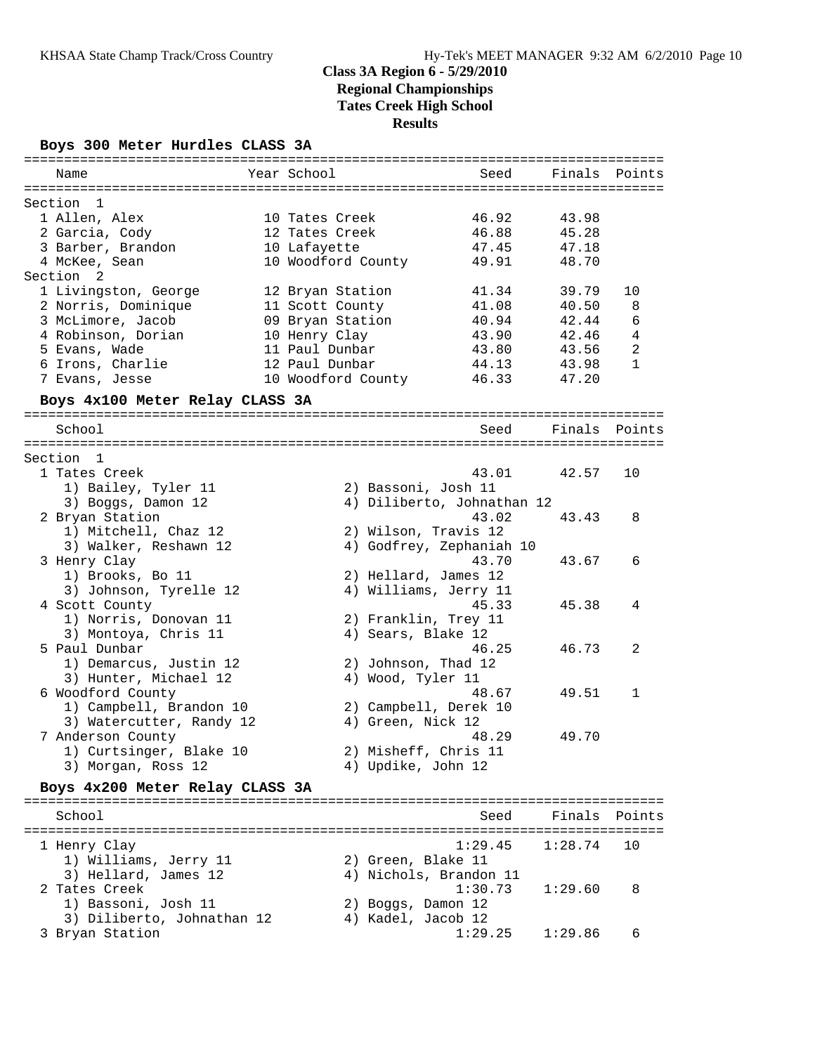## Class 3A Region 6 - 5/29/2010
## Regional Championships
## Tates Creek High School
## Results

### Boys 300 Meter Hurdles CLASS 3A

| Name | Year | School | Seed | Finals | Points |
|---|---|---|---|---|---|
| **Section 1** | | | | | |
| 1 Allen, Alex | 10 | Tates Creek | 46.92 | 43.98 | |
| 2 Garcia, Cody | 12 | Tates Creek | 46.88 | 45.28 | |
| 3 Barber, Brandon | 10 | Lafayette | 47.45 | 47.18 | |
| 4 McKee, Sean | 10 | Woodford County | 49.91 | 48.70 | |
| **Section 2** | | | | | |
| 1 Livingston, George | 12 | Bryan Station | 41.34 | 39.79 | 10 |
| 2 Norris, Dominique | 11 | Scott County | 41.08 | 40.50 | 8 |
| 3 McLimore, Jacob | 09 | Bryan Station | 40.94 | 42.44 | 6 |
| 4 Robinson, Dorian | 10 | Henry Clay | 43.90 | 42.46 | 4 |
| 5 Evans, Wade | 11 | Paul Dunbar | 43.80 | 43.56 | 2 |
| 6 Irons, Charlie | 12 | Paul Dunbar | 44.13 | 43.98 | 1 |
| 7 Evans, Jesse | 10 | Woodford County | 46.33 | 47.20 | |

### Boys 4x100 Meter Relay CLASS 3A

| School | Seed | Finals | Points |
|---|---|---|---|
| **Section 1** | | | |
| 1 Tates Creek | 43.01 | 42.57 | 10 |
| 1) Bailey, Tyler 11; 2) Bassoni, Josh 11; 3) Boggs, Damon 12; 4) Diliberto, Johnathan 12 | | | |
| 2 Bryan Station | 43.02 | 43.43 | 8 |
| 1) Mitchell, Chaz 12; 2) Wilson, Travis 12; 3) Walker, Reshawn 12; 4) Godfrey, Zephaniah 10 | | | |
| 3 Henry Clay | 43.70 | 43.67 | 6 |
| 1) Brooks, Bo 11; 2) Hellard, James 12; 3) Johnson, Tyrelle 12; 4) Williams, Jerry 11 | | | |
| 4 Scott County | 45.33 | 45.38 | 4 |
| 1) Norris, Donovan 11; 2) Franklin, Trey 11; 3) Montoya, Chris 11; 4) Sears, Blake 12 | | | |
| 5 Paul Dunbar | 46.25 | 46.73 | 2 |
| 1) Demarcus, Justin 12; 2) Johnson, Thad 12; 3) Hunter, Michael 12; 4) Wood, Tyler 11 | | | |
| 6 Woodford County | 48.67 | 49.51 | 1 |
| 1) Campbell, Brandon 10; 2) Campbell, Derek 10; 3) Watercutter, Randy 12; 4) Green, Nick 12 | | | |
| 7 Anderson County | 48.29 | 49.70 | |
| 1) Curtsinger, Blake 10; 2) Misheff, Chris 11; 3) Morgan, Ross 12; 4) Updike, John 12 | | | |

### Boys 4x200 Meter Relay CLASS 3A

| School | Seed | Finals | Points |
|---|---|---|---|
| 1 Henry Clay | 1:29.45 | 1:28.74 | 10 |
| 1) Williams, Jerry 11; 2) Green, Blake 11; 3) Hellard, James 12; 4) Nichols, Brandon 11 | | | |
| 2 Tates Creek | 1:30.73 | 1:29.60 | 8 |
| 1) Bassoni, Josh 11; 2) Boggs, Damon 12; 3) Diliberto, Johnathan 12; 4) Kadel, Jacob 12 | | | |
| 3 Bryan Station | 1:29.25 | 1:29.86 | 6 |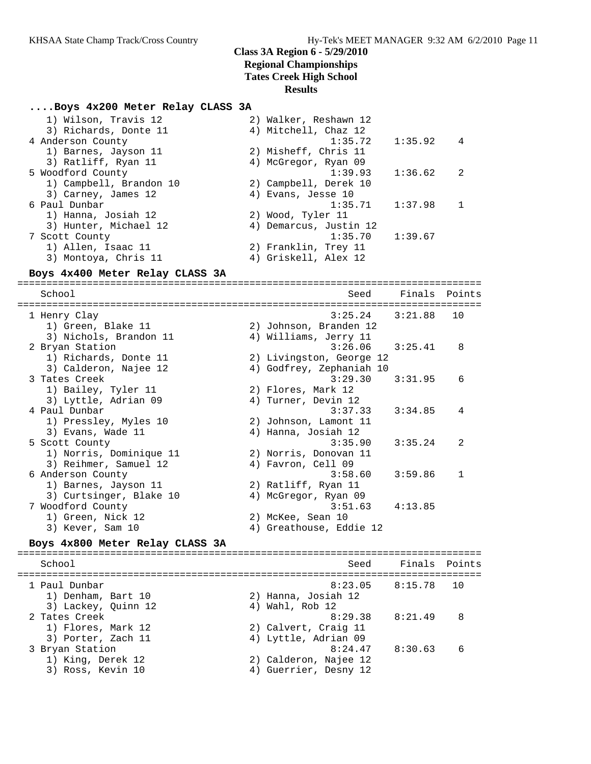**Class 3A Region 6 - 5/29/2010**
**Regional Championships**
**Tates Creek High School**
**Results**

### ....Boys 4x200 Meter Relay CLASS 3A

| School | Seed | Finals | Points |
|---|---|---|---|
| 1) Wilson, Travis 12 — 2) Walker, Reshawn 12 | | | |
| 3) Richards, Donte 11 — 4) Mitchell, Chaz 12 | | | |
| 4 Anderson County | 1:35.72 | 1:35.92 | 4 |
| 1) Barnes, Jayson 11 — 2) Misheff, Chris 11 | | | |
| 3) Ratliff, Ryan 11 — 4) McGregor, Ryan 09 | | | |
| 5 Woodford County | 1:39.93 | 1:36.62 | 2 |
| 1) Campbell, Brandon 10 — 2) Campbell, Derek 10 | | | |
| 3) Carney, James 12 — 4) Evans, Jesse 10 | | | |
| 6 Paul Dunbar | 1:35.71 | 1:37.98 | 1 |
| 1) Hanna, Josiah 12 — 2) Wood, Tyler 11 | | | |
| 3) Hunter, Michael 12 — 4) Demarcus, Justin 12 | | | |
| 7 Scott County | 1:35.70 | 1:39.67 | |
| 1) Allen, Isaac 11 — 2) Franklin, Trey 11 | | | |
| 3) Montoya, Chris 11 — 4) Griskell, Alex 12 | | | |

### Boys 4x400 Meter Relay CLASS 3A

| School | Seed | Finals | Points |
|---|---|---|---|
| 1 Henry Clay | 3:25.24 | 3:21.88 | 10 |
| 1) Green, Blake 11 — 2) Johnson, Branden 12 | | | |
| 3) Nichols, Brandon 11 — 4) Williams, Jerry 11 | | | |
| 2 Bryan Station | 3:26.06 | 3:25.41 | 8 |
| 1) Richards, Donte 11 — 2) Livingston, George 12 | | | |
| 3) Calderon, Najee 12 — 4) Godfrey, Zephaniah 10 | | | |
| 3 Tates Creek | 3:29.30 | 3:31.95 | 6 |
| 1) Bailey, Tyler 11 — 2) Flores, Mark 12 | | | |
| 3) Lyttle, Adrian 09 — 4) Turner, Devin 12 | | | |
| 4 Paul Dunbar | 3:37.33 | 3:34.85 | 4 |
| 1) Pressley, Myles 10 — 2) Johnson, Lamont 11 | | | |
| 3) Evans, Wade 11 — 4) Hanna, Josiah 12 | | | |
| 5 Scott County | 3:35.90 | 3:35.24 | 2 |
| 1) Norris, Dominique 11 — 2) Norris, Donovan 11 | | | |
| 3) Reihmer, Samuel 12 — 4) Favron, Cell 09 | | | |
| 6 Anderson County | 3:58.60 | 3:59.86 | 1 |
| 1) Barnes, Jayson 11 — 2) Ratliff, Ryan 11 | | | |
| 3) Curtsinger, Blake 10 — 4) McGregor, Ryan 09 | | | |
| 7 Woodford County | 3:51.63 | 4:13.85 | |
| 1) Green, Nick 12 — 2) McKee, Sean 10 | | | |
| 3) Kever, Sam 10 — 4) Greathouse, Eddie 12 | | | |

### Boys 4x800 Meter Relay CLASS 3A

| School | Seed | Finals | Points |
|---|---|---|---|
| 1 Paul Dunbar | 8:23.05 | 8:15.78 | 10 |
| 1) Denham, Bart 10 — 2) Hanna, Josiah 12 | | | |
| 3) Lackey, Quinn 12 — 4) Wahl, Rob 12 | | | |
| 2 Tates Creek | 8:29.38 | 8:21.49 | 8 |
| 1) Flores, Mark 12 — 2) Calvert, Craig 11 | | | |
| 3) Porter, Zach 11 — 4) Lyttle, Adrian 09 | | | |
| 3 Bryan Station | 8:24.47 | 8:30.63 | 6 |
| 1) King, Derek 12 — 2) Calderon, Najee 12 | | | |
| 3) Ross, Kevin 10 — 4) Guerrier, Desny 12 | | | |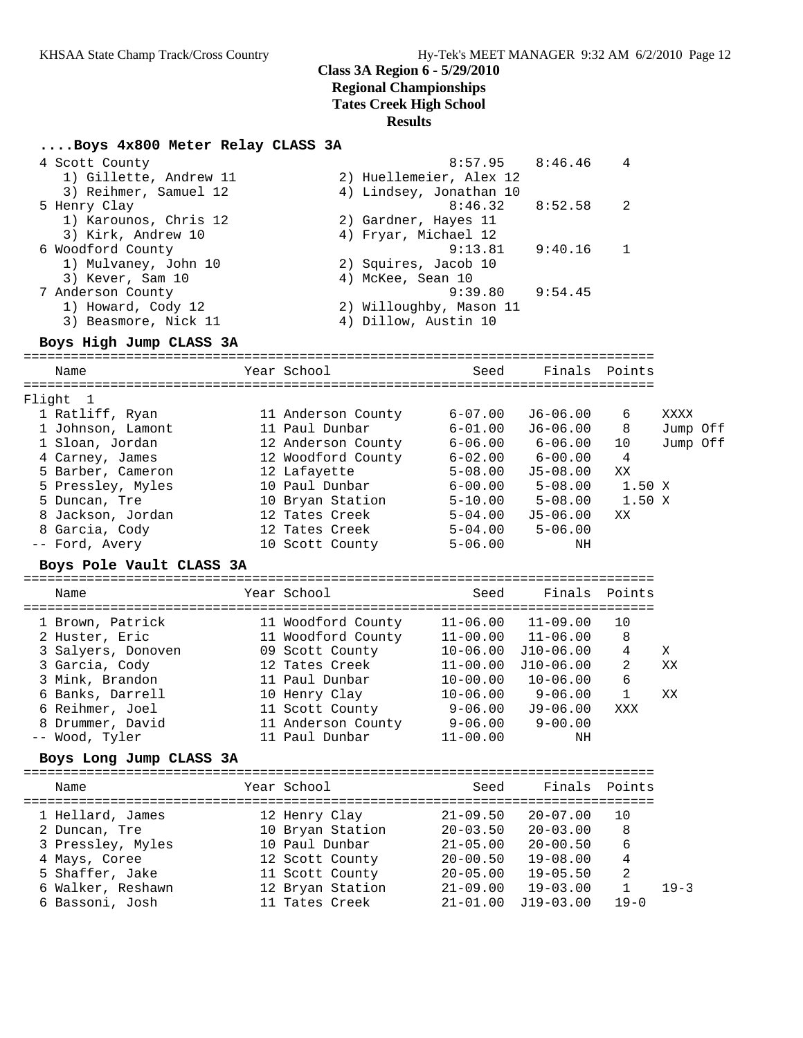## Class 3A Region 6 - 5/29/2010
## Regional Championships
## Tates Creek High School
## Results

### ....Boys 4x800 Meter Relay CLASS 3A

| Place | School | Seed | Finals | Points |
|---|---|---|---|---|
| 4 | Scott County | 8:57.95 | 8:46.46 | 4 |
| | 1) Gillette, Andrew 11; 2) Huellemeier, Alex 12; 3) Reihmer, Samuel 12; 4) Lindsey, Jonathan 10 | | | |
| 5 | Henry Clay | 8:46.32 | 8:52.58 | 2 |
| | 1) Karounos, Chris 12; 2) Gardner, Hayes 11; 3) Kirk, Andrew 10; 4) Fryar, Michael 12 | | | |
| 6 | Woodford County | 9:13.81 | 9:40.16 | 1 |
| | 1) Mulvaney, John 10; 2) Squires, Jacob 10; 3) Kever, Sam 10; 4) McKee, Sean 10 | | | |
| 7 | Anderson County | 9:39.80 | 9:54.45 | |
| | 1) Howard, Cody 12; 2) Willoughby, Mason 11; 3) Beasmore, Nick 11; 4) Dillow, Austin 10 | | | |

### Boys High Jump CLASS 3A

Flight 1

| Place | Name | Year | School | Seed | Finals | Points | |
|---|---|---|---|---|---|---|---|
| 1 | Ratliff, Ryan | 11 | Anderson County | 6-07.00 | J6-06.00 | 6 | XXXX |
| 1 | Johnson, Lamont | 11 | Paul Dunbar | 6-01.00 | J6-06.00 | 8 | Jump Off |
| 1 | Sloan, Jordan | 12 | Anderson County | 6-06.00 | 6-06.00 | 10 | Jump Off |
| 4 | Carney, James | 12 | Woodford County | 6-02.00 | 6-00.00 | 4 | |
| 5 | Barber, Cameron | 12 | Lafayette | 5-08.00 | J5-08.00 | XX | |
| 5 | Pressley, Myles | 10 | Paul Dunbar | 6-00.00 | 5-08.00 | 1.50 | X |
| 5 | Duncan, Tre | 10 | Bryan Station | 5-10.00 | 5-08.00 | 1.50 | X |
| 8 | Jackson, Jordan | 12 | Tates Creek | 5-04.00 | J5-06.00 | XX | |
| 8 | Garcia, Cody | 12 | Tates Creek | 5-04.00 | 5-06.00 | | |
| -- | Ford, Avery | 10 | Scott County | 5-06.00 | NH | | |

### Boys Pole Vault CLASS 3A

| Place | Name | Year | School | Seed | Finals | Points | |
|---|---|---|---|---|---|---|---|
| 1 | Brown, Patrick | 11 | Woodford County | 11-06.00 | 11-09.00 | 10 | |
| 2 | Huster, Eric | 11 | Woodford County | 11-00.00 | 11-06.00 | 8 | |
| 3 | Salyers, Donoven | 09 | Scott County | 10-06.00 | J10-06.00 | 4 | X |
| 3 | Garcia, Cody | 12 | Tates Creek | 11-00.00 | J10-06.00 | 2 | XX |
| 3 | Mink, Brandon | 11 | Paul Dunbar | 10-00.00 | 10-06.00 | 6 | |
| 6 | Banks, Darrell | 10 | Henry Clay | 10-06.00 | 9-06.00 | 1 | XX |
| 6 | Reihmer, Joel | 11 | Scott County | 9-06.00 | J9-06.00 | XXX | |
| 8 | Drummer, David | 11 | Anderson County | 9-06.00 | 9-00.00 | | |
| -- | Wood, Tyler | 11 | Paul Dunbar | 11-00.00 | NH | | |

### Boys Long Jump CLASS 3A

| Place | Name | Year | School | Seed | Finals | Points | |
|---|---|---|---|---|---|---|---|
| 1 | Hellard, James | 12 | Henry Clay | 21-09.50 | 20-07.00 | 10 | |
| 2 | Duncan, Tre | 10 | Bryan Station | 20-03.50 | 20-03.00 | 8 | |
| 3 | Pressley, Myles | 10 | Paul Dunbar | 21-05.00 | 20-00.50 | 6 | |
| 4 | Mays, Coree | 12 | Scott County | 20-00.50 | 19-08.00 | 4 | |
| 5 | Shaffer, Jake | 11 | Scott County | 20-05.00 | 19-05.50 | 2 | |
| 6 | Walker, Reshawn | 12 | Bryan Station | 21-09.00 | 19-03.00 | 1 | 19-3 |
| 6 | Bassoni, Josh | 11 | Tates Creek | 21-01.00 | J19-03.00 | 19-0 | |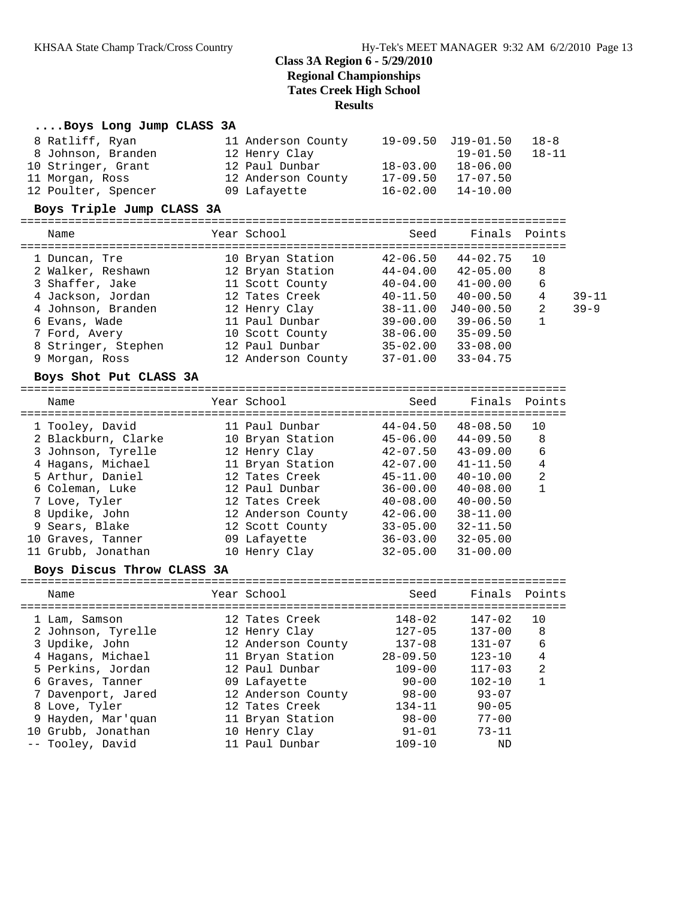# Class 3A Region 6 - 5/29/2010
## Regional Championships
## Tates Creek High School
## Results

### ....Boys Long Jump CLASS 3A

| | | | | | | |
|---|---|---|---|---|---|---|
| 8 | Ratliff, Ryan | 11 Anderson County | 19-09.50 | J19-01.50 | 18-8 | |
| 8 | Johnson, Branden | 12 Henry Clay | | 19-01.50 | 18-11 | |
| 10 | Stringer, Grant | 12 Paul Dunbar | 18-03.00 | 18-06.00 | | |
| 11 | Morgan, Ross | 12 Anderson County | 17-09.50 | 17-07.50 | | |
| 12 | Poulter, Spencer | 09 Lafayette | 16-02.00 | 14-10.00 | | |

### Boys Triple Jump CLASS 3A

| | Name | Year School | Seed | Finals | Points | |
|---|---|---|---|---|---|---|
| 1 | Duncan, Tre | 10 Bryan Station | 42-06.50 | 44-02.75 | 10 | |
| 2 | Walker, Reshawn | 12 Bryan Station | 44-04.00 | 42-05.00 | 8 | |
| 3 | Shaffer, Jake | 11 Scott County | 40-04.00 | 41-00.00 | 6 | |
| 4 | Jackson, Jordan | 12 Tates Creek | 40-11.50 | 40-00.50 | 4 | 39-11 |
| 4 | Johnson, Branden | 12 Henry Clay | 38-11.00 | J40-00.50 | 2 | 39-9 |
| 6 | Evans, Wade | 11 Paul Dunbar | 39-00.00 | 39-06.50 | 1 | |
| 7 | Ford, Avery | 10 Scott County | 38-06.00 | 35-09.50 | | |
| 8 | Stringer, Stephen | 12 Paul Dunbar | 35-02.00 | 33-08.00 | | |
| 9 | Morgan, Ross | 12 Anderson County | 37-01.00 | 33-04.75 | | |

### Boys Shot Put CLASS 3A

| | Name | Year School | Seed | Finals | Points |
|---|---|---|---|---|---|
| 1 | Tooley, David | 11 Paul Dunbar | 44-04.50 | 48-08.50 | 10 |
| 2 | Blackburn, Clarke | 10 Bryan Station | 45-06.00 | 44-09.50 | 8 |
| 3 | Johnson, Tyrelle | 12 Henry Clay | 42-07.50 | 43-09.00 | 6 |
| 4 | Hagans, Michael | 11 Bryan Station | 42-07.00 | 41-11.50 | 4 |
| 5 | Arthur, Daniel | 12 Tates Creek | 45-11.00 | 40-10.00 | 2 |
| 6 | Coleman, Luke | 12 Paul Dunbar | 36-00.00 | 40-08.00 | 1 |
| 7 | Love, Tyler | 12 Tates Creek | 40-08.00 | 40-00.50 | |
| 8 | Updike, John | 12 Anderson County | 42-06.00 | 38-11.00 | |
| 9 | Sears, Blake | 12 Scott County | 33-05.00 | 32-11.50 | |
| 10 | Graves, Tanner | 09 Lafayette | 36-03.00 | 32-05.00 | |
| 11 | Grubb, Jonathan | 10 Henry Clay | 32-05.00 | 31-00.00 | |

### Boys Discus Throw CLASS 3A

| | Name | Year School | Seed | Finals | Points |
|---|---|---|---|---|---|
| 1 | Lam, Samson | 12 Tates Creek | 148-02 | 147-02 | 10 |
| 2 | Johnson, Tyrelle | 12 Henry Clay | 127-05 | 137-00 | 8 |
| 3 | Updike, John | 12 Anderson County | 137-08 | 131-07 | 6 |
| 4 | Hagans, Michael | 11 Bryan Station | 28-09.50 | 123-10 | 4 |
| 5 | Perkins, Jordan | 12 Paul Dunbar | 109-00 | 117-03 | 2 |
| 6 | Graves, Tanner | 09 Lafayette | 90-00 | 102-10 | 1 |
| 7 | Davenport, Jared | 12 Anderson County | 98-00 | 93-07 | |
| 8 | Love, Tyler | 12 Tates Creek | 134-11 | 90-05 | |
| 9 | Hayden, Mar'quan | 11 Bryan Station | 98-00 | 77-00 | |
| 10 | Grubb, Jonathan | 10 Henry Clay | 91-01 | 73-11 | |
| -- | Tooley, David | 11 Paul Dunbar | 109-10 | ND | |